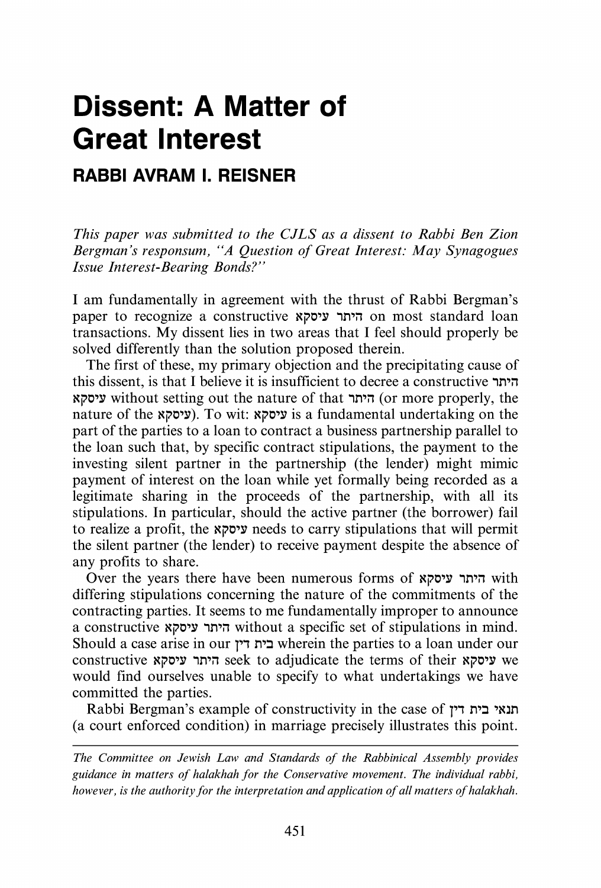# Dissent: A Matter of Great Interest

## RABBI AVRAM I. REISNER

*This paper was submitted to the CJLS as a dissent to Rabbi Ben Zion Bergman's responsum, "A Question of Great Interest: May Synagogues Issue Interest-Bearing Bonds?"*

I am fundamentally in agreement with the thrust of Rabbi Bergman's paper to recognize a constructive היתר עיסקא on most standard loan transactions. My dissent lies in two areas that I feel should properly be solved differently than the solution proposed therein.

The first of these, my primary objection and the precipitating cause of this dissent, is that I believe it is insufficient to decree a constructive היתר עיסקא without setting out the nature of that היתר (or more properly, the nature of the עיסקא). To wit: עיסקא is a fundamental undertaking on the part of the parties to a loan to contract a business partnership parallel to the loan such that, by specific contract stipulations, the payment to the investing silent partner in the partnership (the lender) might mimic payment of interest on the loan while yet formally being recorded as a legitimate sharing in the proceeds of the partnership, with all its stipulations. In particular, should the active partner (the borrower) fail to realize a profit, the עיסקא needs to carry stipulations that will permit the silent partner (the lender) to receive payment despite the absence of any profits to share.

Over the years there have been numerous forms of היתר עיסקא with differing stipulations concerning the nature of the commitments of the contracting parties. It seems to me fundamentally improper to announce a constructive היתר עיסקא without a specific set of stipulations in mind. Should a case arise in our בית דין wherein the parties to a loan under our constructive היתר עיסקא seek to adjudicate the terms of their עיסקא we would find ourselves unable to specify to what undertakings we have committed the parties.

Rabbi Bergman's example of constructivity in the case of תנאי בית דין (a court enforced condition) in marriage precisely illustrates this point.

---

*The Committee on Jewish Law and Standards of the Rabbinical Assembly provides guidance in matters of halakhah for the Conservative movement. The individual rabbi, however, is the authority for the interpretation and application of all matters of halakhah.*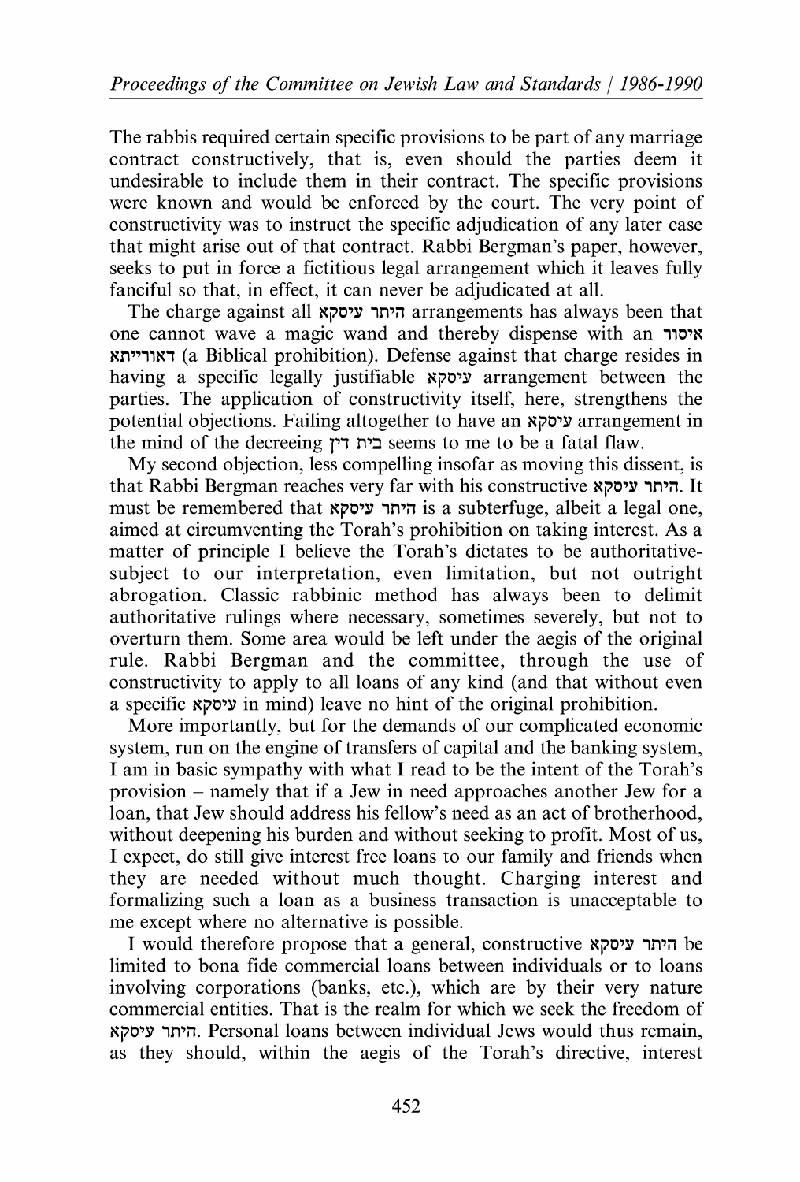The rabbis required certain specific provisions to be part of any marriage contract constructively, that is, even should the parties deem it undesirable to include them in their contract. The specific provisions were known and would be enforced by the court. The very point of constructivity was to instruct the specific adjudication of any later case that might arise out of that contract. Rabbi Bergman's paper, however, seeks to put in force a fictitious legal arrangement which it leaves fully fanciful so that, in effect, it can never be adjudicated at all.

The charge against all היתר עיסקא arrangements has always been that one cannot wave a magic wand and thereby dispense with an איסור דאורייתא (a Biblical prohibition). Defense against that charge resides in having a specific legally justifiable עיסקא arrangement between the parties. The application of constructivity itself, here, strengthens the potential objections. Failing altogether to have an עיסקא arrangement in the mind of the decreeing בית דין seems to me to be a fatal flaw.

My second objection, less compelling insofar as moving this dissent, is that Rabbi Bergman reaches very far with his constructive היתר עיסקא. It must be remembered that היתר עיסקא is a subterfuge, albeit a legal one, aimed at circumventing the Torah's prohibition on taking interest. As a matter of principle I believe the Torah's dictates to be authoritative-subject to our interpretation, even limitation, but not outright abrogation. Classic rabbinic method has always been to delimit authoritative rulings where necessary, sometimes severely, but not to overturn them. Some area would be left under the aegis of the original rule. Rabbi Bergman and the committee, through the use of constructivity to apply to all loans of any kind (and that without even a specific עיסקא in mind) leave no hint of the original prohibition.

More importantly, but for the demands of our complicated economic system, run on the engine of transfers of capital and the banking system, I am in basic sympathy with what I read to be the intent of the Torah's provision – namely that if a Jew in need approaches another Jew for a loan, that Jew should address his fellow's need as an act of brotherhood, without deepening his burden and without seeking to profit. Most of us, I expect, do still give interest free loans to our family and friends when they are needed without much thought. Charging interest and formalizing such a loan as a business transaction is unacceptable to me except where no alternative is possible.

I would therefore propose that a general, constructive היתר עיסקא be limited to bona fide commercial loans between individuals or to loans involving corporations (banks, etc.), which are by their very nature commercial entities. That is the realm for which we seek the freedom of היתר עיסקא. Personal loans between individual Jews would thus remain, as they should, within the aegis of the Torah's directive, interest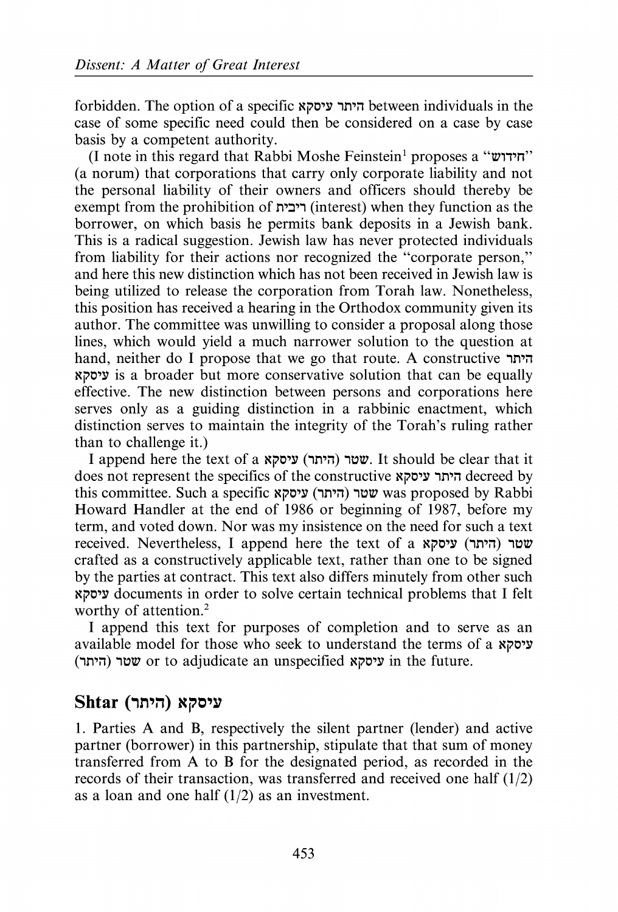forbidden. The option of a specific היתר עיסקא between individuals in the case of some specific need could then be considered on a case by case basis by a competent authority.

(I note in this regard that Rabbi Moshe Feinstein[1] proposes a "חידוש" (a norum) that corporations that carry only corporate liability and not the personal liability of their owners and officers should thereby be exempt from the prohibition of ריבית (interest) when they function as the borrower, on which basis he permits bank deposits in a Jewish bank. This is a radical suggestion. Jewish law has never protected individuals from liability for their actions nor recognized the "corporate person," and here this new distinction which has not been received in Jewish law is being utilized to release the corporation from Torah law. Nonetheless, this position has received a hearing in the Orthodox community given its author. The committee was unwilling to consider a proposal along those lines, which would yield a much narrower solution to the question at hand, neither do I propose that we go that route. A constructive היתר עיסקא is a broader but more conservative solution that can be equally effective. The new distinction between persons and corporations here serves only as a guiding distinction in a rabbinic enactment, which distinction serves to maintain the integrity of the Torah's ruling rather than to challenge it.)

I append here the text of a שטר (היתר) עיסקא. It should be clear that it does not represent the specifics of the constructive היתר עיסקא decreed by this committee. Such a specific שטר (היתר) עיסקא was proposed by Rabbi Howard Handler at the end of 1986 or beginning of 1987, before my term, and voted down. Nor was my insistence on the need for such a text received. Nevertheless, I append here the text of a שטר (היתר) עיסקא crafted as a constructively applicable text, rather than one to be signed by the parties at contract. This text also differs minutely from other such עיסקא documents in order to solve certain technical problems that I felt worthy of attention.[2]

I append this text for purposes of completion and to serve as an available model for those who seek to understand the terms of a שטר (היתר) עיסקא or to adjudicate an unspecified עיסקא in the future.

## Shtar (היתר) עיסקא

1. Parties A and B, respectively the silent partner (lender) and active partner (borrower) in this partnership, stipulate that that sum of money transferred from A to B for the designated period, as recorded in the records of their transaction, was transferred and received one half (1/2) as a loan and one half (1/2) as an investment.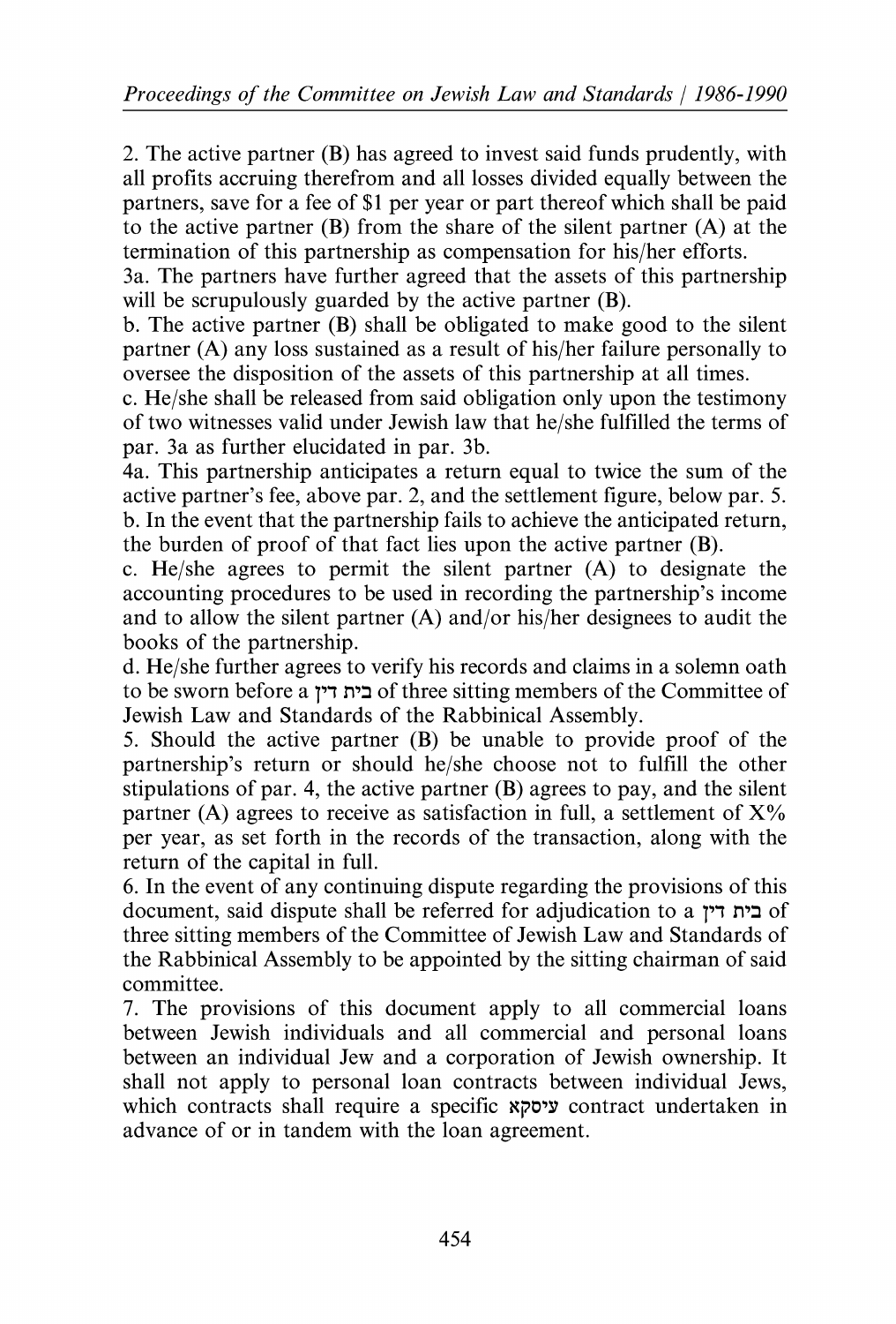2. The active partner (B) has agreed to invest said funds prudently, with all profits accruing therefrom and all losses divided equally between the partners, save for a fee of $1 per year or part thereof which shall be paid to the active partner (B) from the share of the silent partner (A) at the termination of this partnership as compensation for his/her efforts.

3a. The partners have further agreed that the assets of this partnership will be scrupulously guarded by the active partner (B).

b. The active partner (B) shall be obligated to make good to the silent partner (A) any loss sustained as a result of his/her failure personally to oversee the disposition of the assets of this partnership at all times.

c. He/she shall be released from said obligation only upon the testimony of two witnesses valid under Jewish law that he/she fulfilled the terms of par. 3a as further elucidated in par. 3b.

4a. This partnership anticipates a return equal to twice the sum of the active partner's fee, above par. 2, and the settlement figure, below par. 5.

b. In the event that the partnership fails to achieve the anticipated return, the burden of proof of that fact lies upon the active partner (B).

c. He/she agrees to permit the silent partner (A) to designate the accounting procedures to be used in recording the partnership's income and to allow the silent partner (A) and/or his/her designees to audit the books of the partnership.

d. He/she further agrees to verify his records and claims in a solemn oath to be sworn before a בית דין of three sitting members of the Committee of Jewish Law and Standards of the Rabbinical Assembly.

5. Should the active partner (B) be unable to provide proof of the partnership's return or should he/she choose not to fulfill the other stipulations of par. 4, the active partner (B) agrees to pay, and the silent partner (A) agrees to receive as satisfaction in full, a settlement of X% per year, as set forth in the records of the transaction, along with the return of the capital in full.

6. In the event of any continuing dispute regarding the provisions of this document, said dispute shall be referred for adjudication to a בית דין of three sitting members of the Committee of Jewish Law and Standards of the Rabbinical Assembly to be appointed by the sitting chairman of said committee.

7. The provisions of this document apply to all commercial loans between Jewish individuals and all commercial and personal loans between an individual Jew and a corporation of Jewish ownership. It shall not apply to personal loan contracts between individual Jews, which contracts shall require a specific עיסקא contract undertaken in advance of or in tandem with the loan agreement.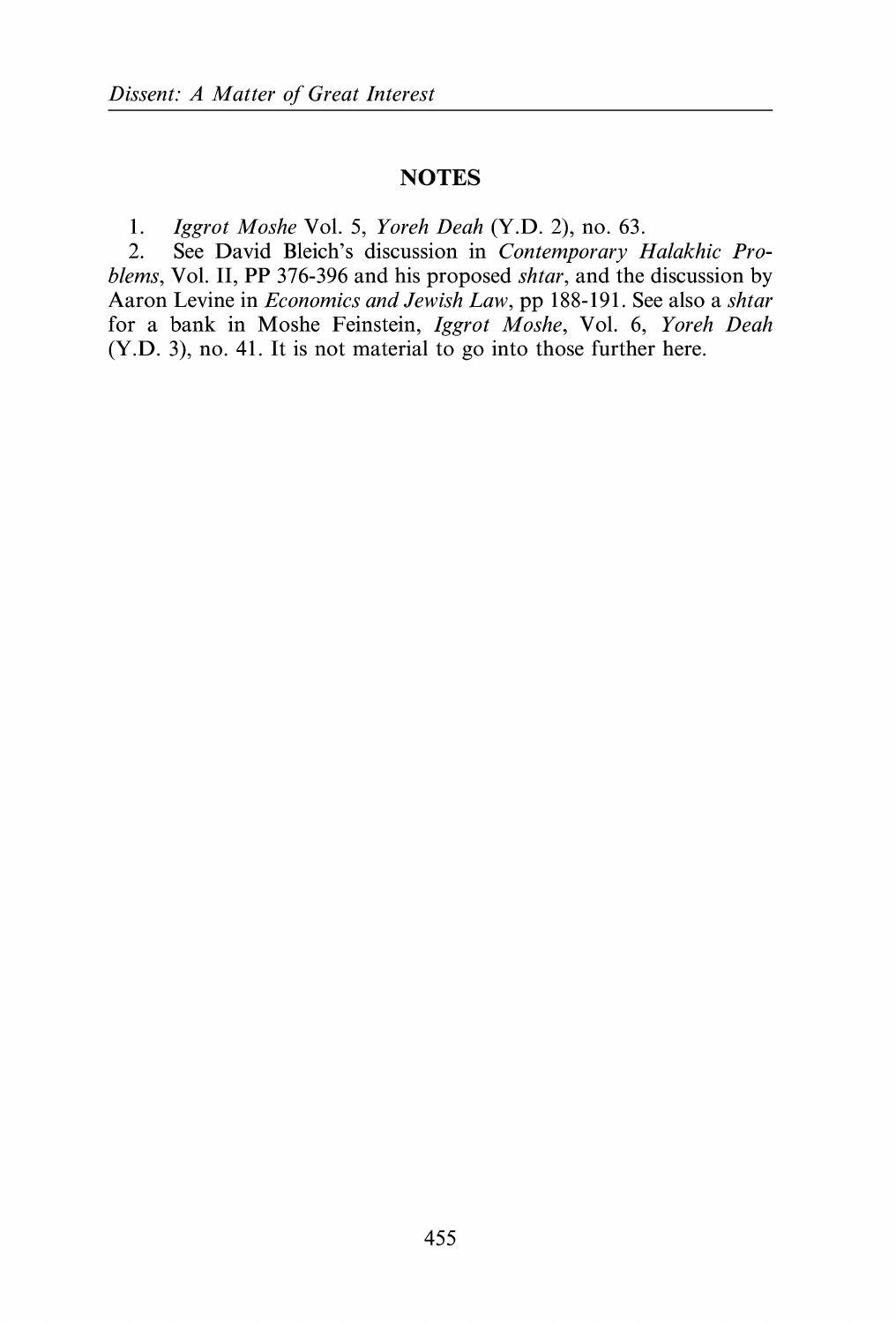## NOTES

1. *Iggrot Moshe* Vol. 5, *Yoreh Deah* (Y.D. 2), no. 63.
2. See David Bleich's discussion in *Contemporary Halakhic Problems*, Vol. II, PP 376-396 and his proposed *shtar*, and the discussion by Aaron Levine in *Economics and Jewish Law*, pp 188-191. See also a *shtar* for a bank in Moshe Feinstein, *Iggrot Moshe*, Vol. 6, *Yoreh Deah* (Y.D. 3), no. 41. It is not material to go into those further here.